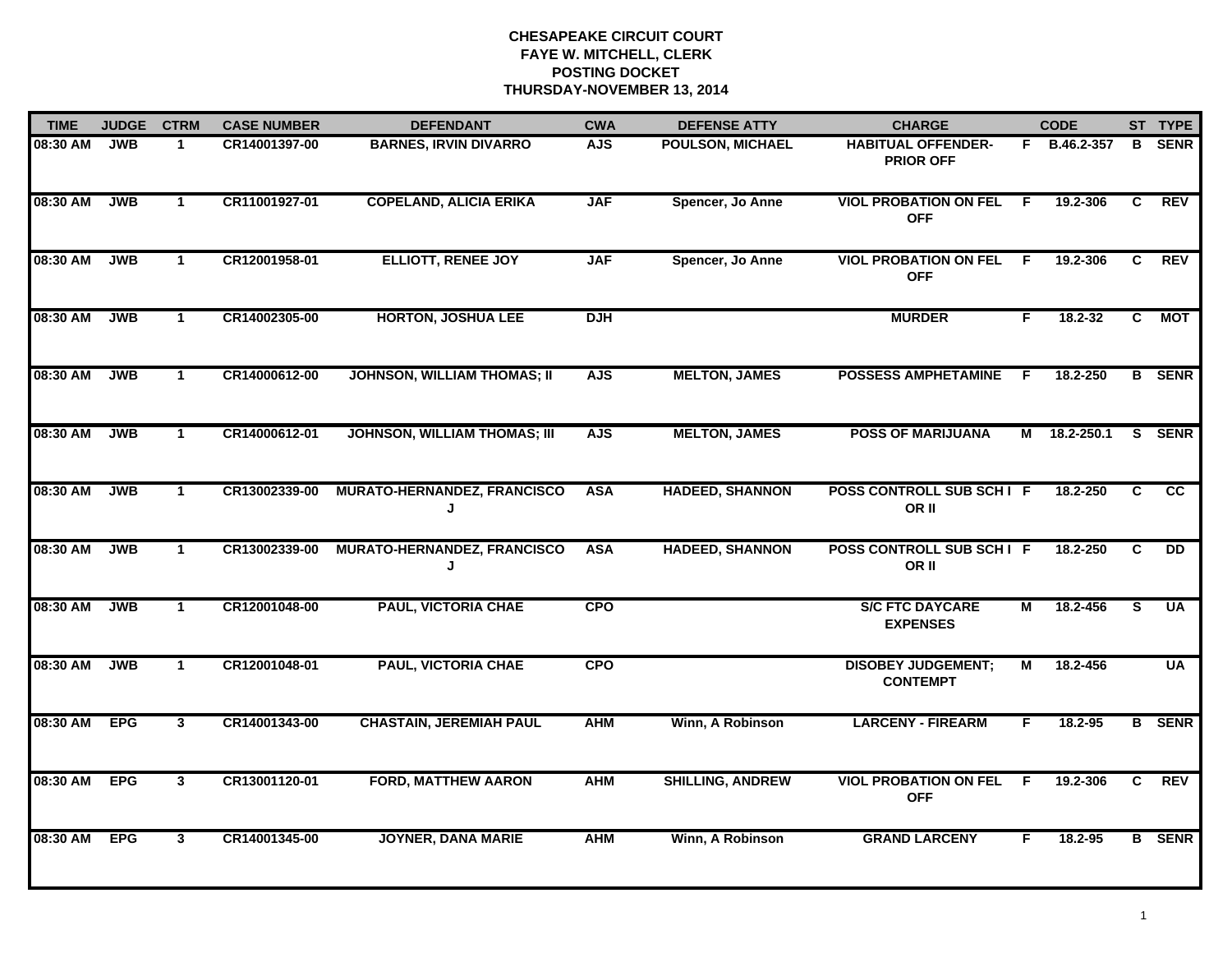# CHESAPEAKE CIRCUIT COURT
## FAYE W. MITCHELL, CLERK
## POSTING DOCKET
## THURSDAY-NOVEMBER 13, 2014

| TIME | JUDGE | CTRM | CASE NUMBER | DEFENDANT | CWA | DEFENSE ATTY | CHARGE | | CODE | ST | TYPE |
|---|---|---|---|---|---|---|---|---|---|---|---|
| 08:30 AM | JWB | 1 | CR14001397-00 | BARNES, IRVIN DIVARRO | AJS | POULSON, MICHAEL | HABITUAL OFFENDER-PRIOR OFF | F | B.46.2-357 | B | SENR |
| 08:30 AM | JWB | 1 | CR11001927-01 | COPELAND, ALICIA ERIKA | JAF | Spencer, Jo Anne | VIOL PROBATION ON FEL OFF | F | 19.2-306 | C | REV |
| 08:30 AM | JWB | 1 | CR12001958-01 | ELLIOTT, RENEE JOY | JAF | Spencer, Jo Anne | VIOL PROBATION ON FEL OFF | F | 19.2-306 | C | REV |
| 08:30 AM | JWB | 1 | CR14002305-00 | HORTON, JOSHUA LEE | DJH | | MURDER | F | 18.2-32 | C | MOT |
| 08:30 AM | JWB | 1 | CR14000612-00 | JOHNSON, WILLIAM THOMAS; II | AJS | MELTON, JAMES | POSSESS AMPHETAMINE | F | 18.2-250 | B | SENR |
| 08:30 AM | JWB | 1 | CR14000612-01 | JOHNSON, WILLIAM THOMAS; III | AJS | MELTON, JAMES | POSS OF MARIJUANA | M | 18.2-250.1 | S | SENR |
| 08:30 AM | JWB | 1 | CR13002339-00 | MURATO-HERNANDEZ, FRANCISCO J | ASA | HADEED, SHANNON | POSS CONTROLL SUB SCH I OR II | F | 18.2-250 | C | CC |
| 08:30 AM | JWB | 1 | CR13002339-00 | MURATO-HERNANDEZ, FRANCISCO J | ASA | HADEED, SHANNON | POSS CONTROLL SUB SCH I OR II | F | 18.2-250 | C | DD |
| 08:30 AM | JWB | 1 | CR12001048-00 | PAUL, VICTORIA CHAE | CPO | | S/C FTC DAYCARE EXPENSES | M | 18.2-456 | S | UA |
| 08:30 AM | JWB | 1 | CR12001048-01 | PAUL, VICTORIA CHAE | CPO | | DISOBEY JUDGEMENT; CONTEMPT | M | 18.2-456 | | UA |
| 08:30 AM | EPG | 3 | CR14001343-00 | CHASTAIN, JEREMIAH PAUL | AHM | Winn, A Robinson | LARCENY - FIREARM | F | 18.2-95 | B | SENR |
| 08:30 AM | EPG | 3 | CR13001120-01 | FORD, MATTHEW AARON | AHM | SHILLING, ANDREW | VIOL PROBATION ON FEL OFF | F | 19.2-306 | C | REV |
| 08:30 AM | EPG | 3 | CR14001345-00 | JOYNER, DANA MARIE | AHM | Winn, A Robinson | GRAND LARCENY | F | 18.2-95 | B | SENR |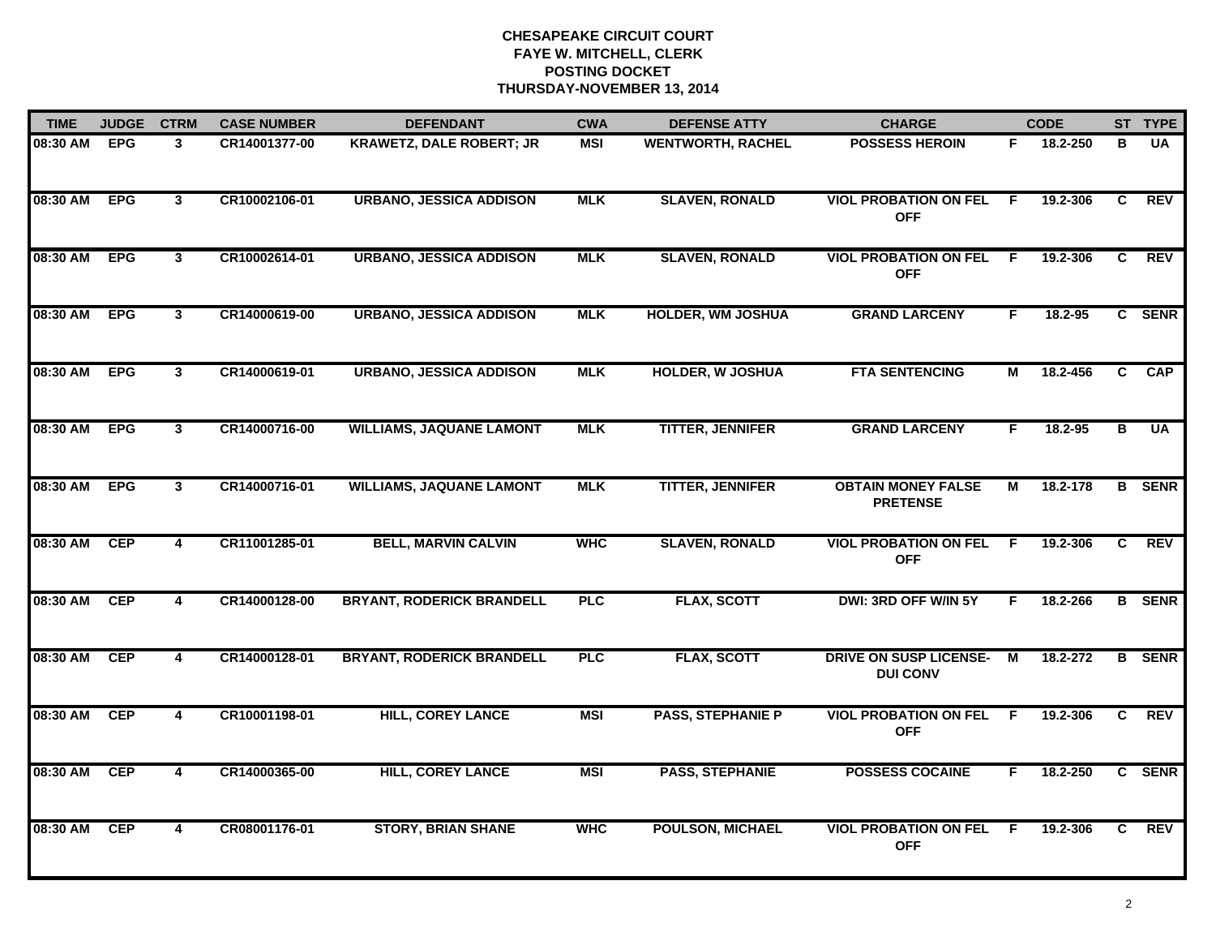**CHESAPEAKE CIRCUIT COURT**
**FAYE W. MITCHELL, CLERK**
**POSTING DOCKET**
**THURSDAY-NOVEMBER 13, 2014**

| TIME | JUDGE | CTRM | CASE NUMBER | DEFENDANT | CWA | DEFENSE ATTY | CHARGE | | CODE | ST | TYPE |
|---|---|---|---|---|---|---|---|---|---|---|---|
| 08:30 AM | EPG | 3 | CR14001377-00 | KRAWETZ, DALE ROBERT; JR | MSI | WENTWORTH, RACHEL | POSSESS HEROIN | F | 18.2-250 | B | UA |
| 08:30 AM | EPG | 3 | CR10002106-01 | URBANO, JESSICA ADDISON | MLK | SLAVEN, RONALD | VIOL PROBATION ON FEL OFF | F | 19.2-306 | C | REV |
| 08:30 AM | EPG | 3 | CR10002614-01 | URBANO, JESSICA ADDISON | MLK | SLAVEN, RONALD | VIOL PROBATION ON FEL OFF | F | 19.2-306 | C | REV |
| 08:30 AM | EPG | 3 | CR14000619-00 | URBANO, JESSICA ADDISON | MLK | HOLDER, WM JOSHUA | GRAND LARCENY | F | 18.2-95 | C | SENR |
| 08:30 AM | EPG | 3 | CR14000619-01 | URBANO, JESSICA ADDISON | MLK | HOLDER, W JOSHUA | FTA SENTENCING | M | 18.2-456 | C | CAP |
| 08:30 AM | EPG | 3 | CR14000716-00 | WILLIAMS, JAQUANE LAMONT | MLK | TITTER, JENNIFER | GRAND LARCENY | F | 18.2-95 | B | UA |
| 08:30 AM | EPG | 3 | CR14000716-01 | WILLIAMS, JAQUANE LAMONT | MLK | TITTER, JENNIFER | OBTAIN MONEY FALSE PRETENSE | M | 18.2-178 | B | SENR |
| 08:30 AM | CEP | 4 | CR11001285-01 | BELL, MARVIN CALVIN | WHC | SLAVEN, RONALD | VIOL PROBATION ON FEL OFF | F | 19.2-306 | C | REV |
| 08:30 AM | CEP | 4 | CR14000128-00 | BRYANT, RODERICK BRANDELL | PLC | FLAX, SCOTT | DWI: 3RD OFF W/IN 5Y | F | 18.2-266 | B | SENR |
| 08:30 AM | CEP | 4 | CR14000128-01 | BRYANT, RODERICK BRANDELL | PLC | FLAX, SCOTT | DRIVE ON SUSP LICENSE-DUI CONV | M | 18.2-272 | B | SENR |
| 08:30 AM | CEP | 4 | CR10001198-01 | HILL, COREY LANCE | MSI | PASS, STEPHANIE P | VIOL PROBATION ON FEL OFF | F | 19.2-306 | C | REV |
| 08:30 AM | CEP | 4 | CR14000365-00 | HILL, COREY LANCE | MSI | PASS, STEPHANIE | POSSESS COCAINE | F | 18.2-250 | C | SENR |
| 08:30 AM | CEP | 4 | CR08001176-01 | STORY, BRIAN SHANE | WHC | POULSON, MICHAEL | VIOL PROBATION ON FEL OFF | F | 19.2-306 | C | REV |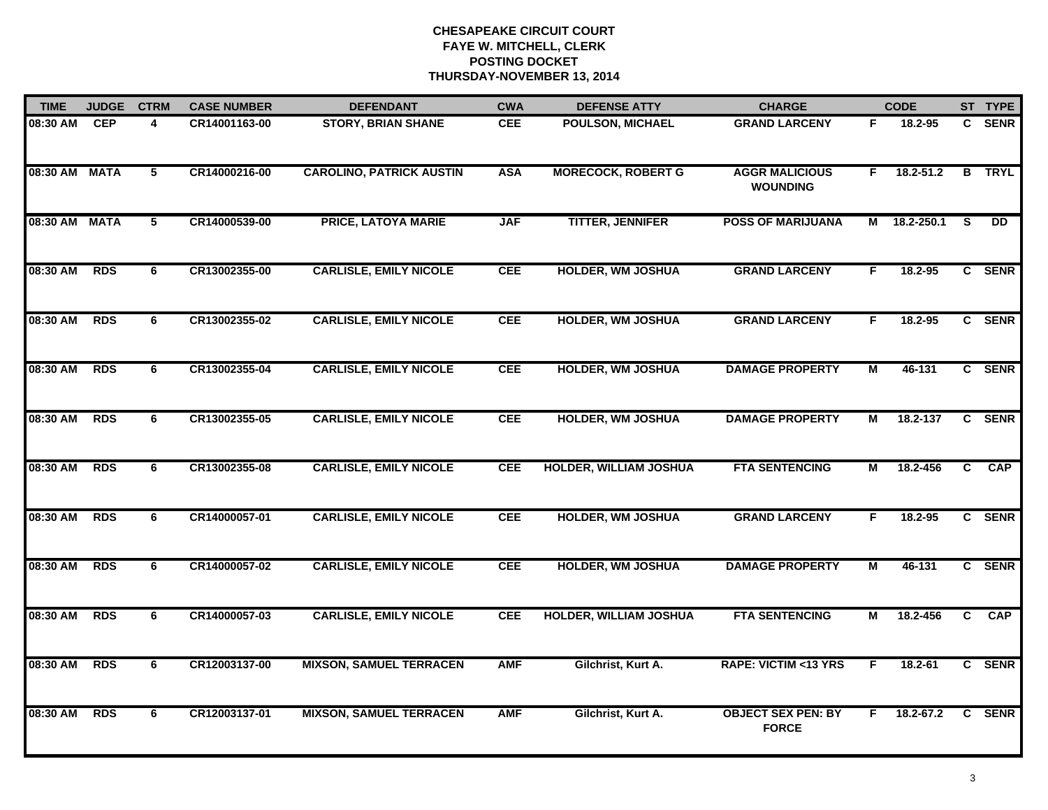# CHESAPEAKE CIRCUIT COURT
## FAYE W. MITCHELL, CLERK
## POSTING DOCKET
## THURSDAY-NOVEMBER 13, 2014

| TIME | JUDGE | CTRM | CASE NUMBER | DEFENDANT | CWA | DEFENSE ATTY | CHARGE | | CODE | ST | TYPE |
|---|---|---|---|---|---|---|---|---|---|---|---|
| 08:30 AM | CEP | 4 | CR14001163-00 | STORY, BRIAN SHANE | CEE | POULSON, MICHAEL | GRAND LARCENY | F | 18.2-95 | C | SENR |
| 08:30 AM | MATA | 5 | CR14000216-00 | CAROLINO, PATRICK AUSTIN | ASA | MORECOCK, ROBERT G | AGGR MALICIOUS WOUNDING | F | 18.2-51.2 | B | TRYL |
| 08:30 AM | MATA | 5 | CR14000539-00 | PRICE, LATOYA MARIE | JAF | TITTER, JENNIFER | POSS OF MARIJUANA | M | 18.2-250.1 | S | DD |
| 08:30 AM | RDS | 6 | CR13002355-00 | CARLISLE, EMILY NICOLE | CEE | HOLDER, WM JOSHUA | GRAND LARCENY | F | 18.2-95 | C | SENR |
| 08:30 AM | RDS | 6 | CR13002355-02 | CARLISLE, EMILY NICOLE | CEE | HOLDER, WM JOSHUA | GRAND LARCENY | F | 18.2-95 | C | SENR |
| 08:30 AM | RDS | 6 | CR13002355-04 | CARLISLE, EMILY NICOLE | CEE | HOLDER, WM JOSHUA | DAMAGE PROPERTY | M | 46-131 | C | SENR |
| 08:30 AM | RDS | 6 | CR13002355-05 | CARLISLE, EMILY NICOLE | CEE | HOLDER, WM JOSHUA | DAMAGE PROPERTY | M | 18.2-137 | C | SENR |
| 08:30 AM | RDS | 6 | CR13002355-08 | CARLISLE, EMILY NICOLE | CEE | HOLDER, WILLIAM JOSHUA | FTA SENTENCING | M | 18.2-456 | C | CAP |
| 08:30 AM | RDS | 6 | CR14000057-01 | CARLISLE, EMILY NICOLE | CEE | HOLDER, WM JOSHUA | GRAND LARCENY | F | 18.2-95 | C | SENR |
| 08:30 AM | RDS | 6 | CR14000057-02 | CARLISLE, EMILY NICOLE | CEE | HOLDER, WM JOSHUA | DAMAGE PROPERTY | M | 46-131 | C | SENR |
| 08:30 AM | RDS | 6 | CR14000057-03 | CARLISLE, EMILY NICOLE | CEE | HOLDER, WILLIAM JOSHUA | FTA SENTENCING | M | 18.2-456 | C | CAP |
| 08:30 AM | RDS | 6 | CR12003137-00 | MIXSON, SAMUEL TERRACEN | AMF | Gilchrist, Kurt A. | RAPE: VICTIM <13 YRS | F | 18.2-61 | C | SENR |
| 08:30 AM | RDS | 6 | CR12003137-01 | MIXSON, SAMUEL TERRACEN | AMF | Gilchrist, Kurt A. | OBJECT SEX PEN: BY FORCE | F | 18.2-67.2 | C | SENR |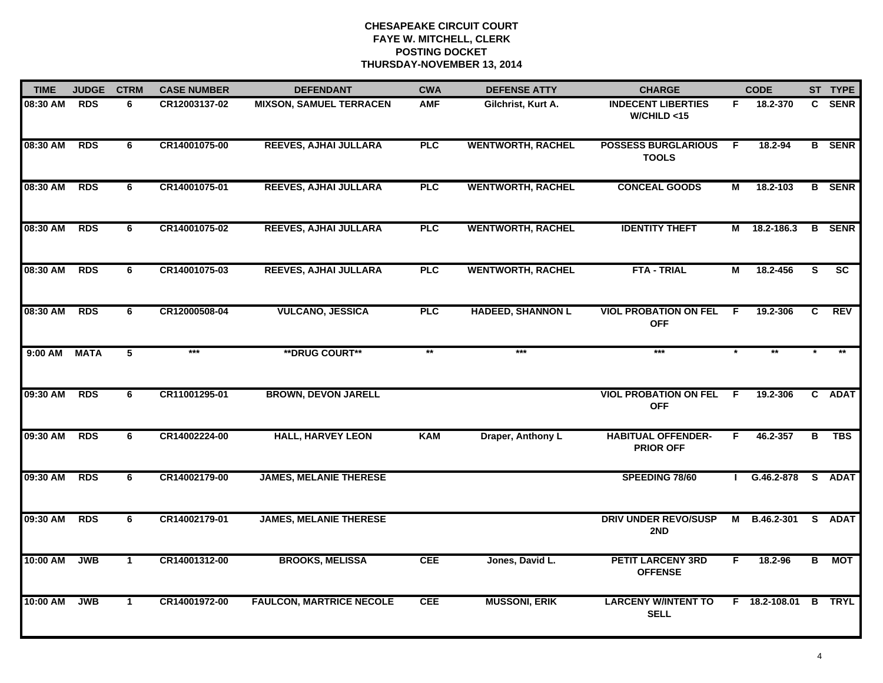# CHESAPEAKE CIRCUIT COURT
## FAYE W. MITCHELL, CLERK
## POSTING DOCKET
## THURSDAY-NOVEMBER 13, 2014

| TIME | JUDGE | CTRM | CASE NUMBER | DEFENDANT | CWA | DEFENSE ATTY | CHARGE | | CODE | ST | TYPE |
|---|---|---|---|---|---|---|---|---|---|---|---|
| 08:30 AM | RDS | 6 | CR12003137-02 | MIXSON, SAMUEL TERRACEN | AMF | Gilchrist, Kurt A. | INDECENT LIBERTIES W/CHILD <15 | F | 18.2-370 | C | SENR |
| 08:30 AM | RDS | 6 | CR14001075-00 | REEVES, AJHAI JULLARA | PLC | WENTWORTH, RACHEL | POSSESS BURGLARIOUS TOOLS | F | 18.2-94 | B | SENR |
| 08:30 AM | RDS | 6 | CR14001075-01 | REEVES, AJHAI JULLARA | PLC | WENTWORTH, RACHEL | CONCEAL GOODS | M | 18.2-103 | B | SENR |
| 08:30 AM | RDS | 6 | CR14001075-02 | REEVES, AJHAI JULLARA | PLC | WENTWORTH, RACHEL | IDENTITY THEFT | M | 18.2-186.3 | B | SENR |
| 08:30 AM | RDS | 6 | CR14001075-03 | REEVES, AJHAI JULLARA | PLC | WENTWORTH, RACHEL | FTA - TRIAL | M | 18.2-456 | S | SC |
| 08:30 AM | RDS | 6 | CR12000508-04 | VULCANO, JESSICA | PLC | HADEED, SHANNON L | VIOL PROBATION ON FEL OFF | F | 19.2-306 | C | REV |
| 9:00 AM | MATA | 5 | *** | **DRUG COURT** | ** | *** | *** | * | ** | * | ** |
| 09:30 AM | RDS | 6 | CR11001295-01 | BROWN, DEVON JARELL | | | VIOL PROBATION ON FEL OFF | F | 19.2-306 | C | ADAT |
| 09:30 AM | RDS | 6 | CR14002224-00 | HALL, HARVEY LEON | KAM | Draper, Anthony L | HABITUAL OFFENDER-PRIOR OFF | F | 46.2-357 | B | TBS |
| 09:30 AM | RDS | 6 | CR14002179-00 | JAMES, MELANIE THERESE | | | SPEEDING 78/60 | I | G.46.2-878 | S | ADAT |
| 09:30 AM | RDS | 6 | CR14002179-01 | JAMES, MELANIE THERESE | | | DRIV UNDER REVO/SUSP 2ND | M | B.46.2-301 | S | ADAT |
| 10:00 AM | JWB | 1 | CR14001312-00 | BROOKS, MELISSA | CEE | Jones, David L. | PETIT LARCENY 3RD OFFENSE | F | 18.2-96 | B | MOT |
| 10:00 AM | JWB | 1 | CR14001972-00 | FAULCON, MARTRICE NECOLE | CEE | MUSSONI, ERIK | LARCENY W/INTENT TO SELL | F | 18.2-108.01 | B | TRYL |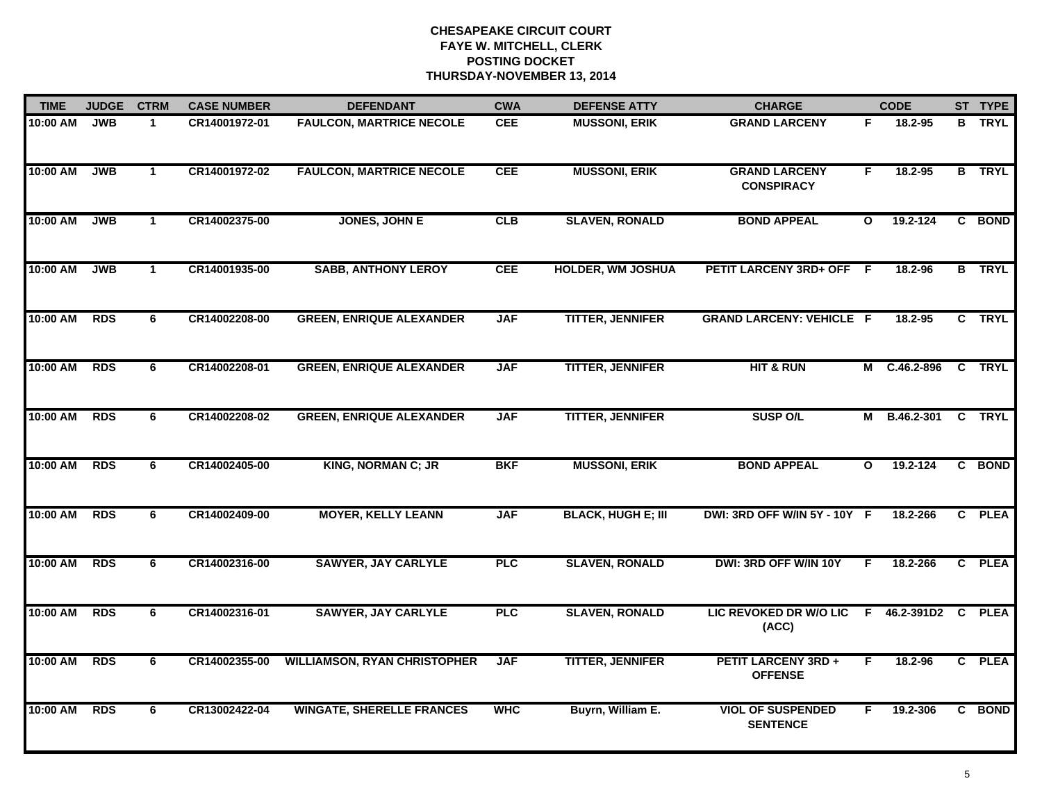# CHESAPEAKE CIRCUIT COURT
## FAYE W. MITCHELL, CLERK
## POSTING DOCKET
## THURSDAY-NOVEMBER 13, 2014

| TIME | JUDGE | CTRM | CASE NUMBER | DEFENDANT | CWA | DEFENSE ATTY | CHARGE | | CODE | ST | TYPE |
|---|---|---|---|---|---|---|---|---|---|---|---|
| 10:00 AM | JWB | 1 | CR14001972-01 | FAULCON, MARTRICE NECOLE | CEE | MUSSONI, ERIK | GRAND LARCENY | F | 18.2-95 | B | TRYL |
| 10:00 AM | JWB | 1 | CR14001972-02 | FAULCON, MARTRICE NECOLE | CEE | MUSSONI, ERIK | GRAND LARCENY CONSPIRACY | F | 18.2-95 | B | TRYL |
| 10:00 AM | JWB | 1 | CR14002375-00 | JONES, JOHN E | CLB | SLAVEN, RONALD | BOND APPEAL | O | 19.2-124 | C | BOND |
| 10:00 AM | JWB | 1 | CR14001935-00 | SABB, ANTHONY LEROY | CEE | HOLDER, WM JOSHUA | PETIT LARCENY 3RD+ OFF | F | 18.2-96 | B | TRYL |
| 10:00 AM | RDS | 6 | CR14002208-00 | GREEN, ENRIQUE ALEXANDER | JAF | TITTER, JENNIFER | GRAND LARCENY: VEHICLE | F | 18.2-95 | C | TRYL |
| 10:00 AM | RDS | 6 | CR14002208-01 | GREEN, ENRIQUE ALEXANDER | JAF | TITTER, JENNIFER | HIT & RUN | M | C.46.2-896 | C | TRYL |
| 10:00 AM | RDS | 6 | CR14002208-02 | GREEN, ENRIQUE ALEXANDER | JAF | TITTER, JENNIFER | SUSP O/L | M | B.46.2-301 | C | TRYL |
| 10:00 AM | RDS | 6 | CR14002405-00 | KING, NORMAN C; JR | BKF | MUSSONI, ERIK | BOND APPEAL | O | 19.2-124 | C | BOND |
| 10:00 AM | RDS | 6 | CR14002409-00 | MOYER, KELLY LEANN | JAF | BLACK, HUGH E; III | DWI: 3RD OFF W/IN 5Y - 10Y | F | 18.2-266 | C | PLEA |
| 10:00 AM | RDS | 6 | CR14002316-00 | SAWYER, JAY CARLYLE | PLC | SLAVEN, RONALD | DWI: 3RD OFF W/IN 10Y | F | 18.2-266 | C | PLEA |
| 10:00 AM | RDS | 6 | CR14002316-01 | SAWYER, JAY CARLYLE | PLC | SLAVEN, RONALD | LIC REVOKED DR W/O LIC (ACC) | F | 46.2-391D2 | C | PLEA |
| 10:00 AM | RDS | 6 | CR14002355-00 | WILLIAMSON, RYAN CHRISTOPHER | JAF | TITTER, JENNIFER | PETIT LARCENY 3RD + OFFENSE | F | 18.2-96 | C | PLEA |
| 10:00 AM | RDS | 6 | CR13002422-04 | WINGATE, SHERELLE FRANCES | WHC | Buyrn, William E. | VIOL OF SUSPENDED SENTENCE | F | 19.2-306 | C | BOND |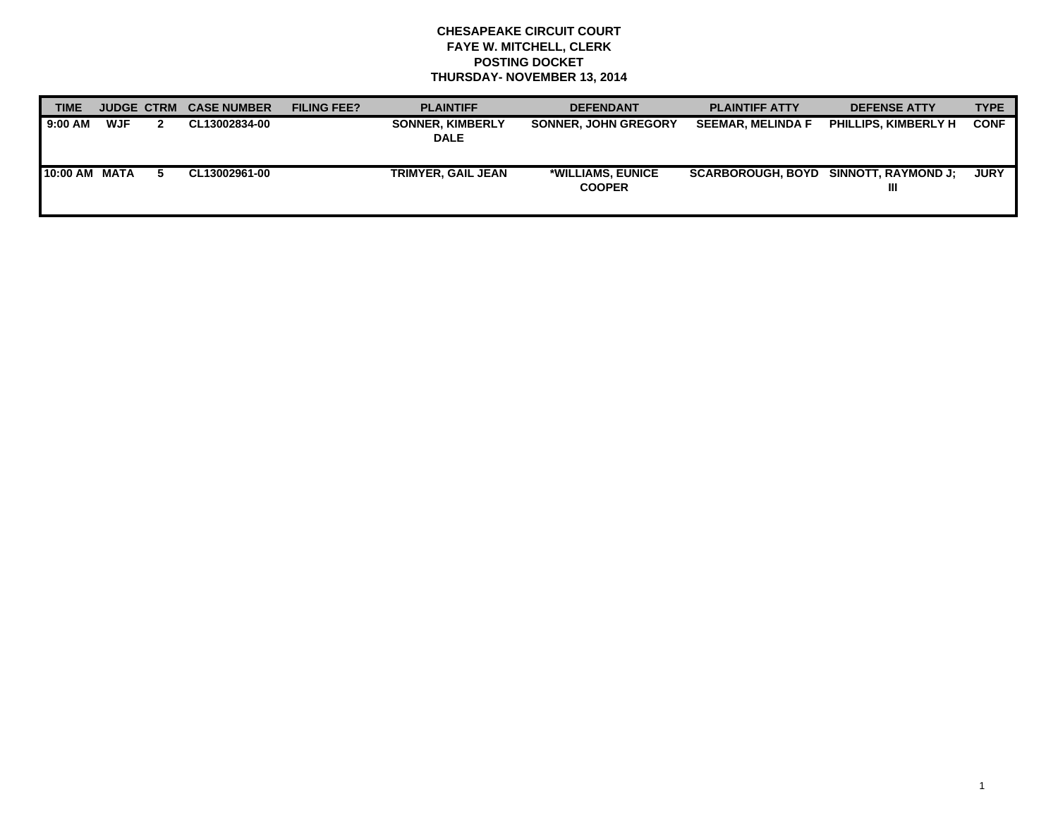**CHESAPEAKE CIRCUIT COURT**
**FAYE W. MITCHELL, CLERK**
**POSTING DOCKET**
**THURSDAY- NOVEMBER 13, 2014**

| TIME | JUDGE | CTRM | CASE NUMBER | FILING FEE? | PLAINTIFF | DEFENDANT | PLAINTIFF ATTY | DEFENSE ATTY | TYPE |
|---|---|---|---|---|---|---|---|---|---|
| 9:00 AM | WJF | 2 | CL13002834-00 | | SONNER, KIMBERLY DALE | SONNER, JOHN GREGORY | SEEMAR, MELINDA F | PHILLIPS, KIMBERLY H | CONF |
| 10:00 AM | MATA | 5 | CL13002961-00 | | TRIMYER, GAIL JEAN | *WILLIAMS, EUNICE COOPER | SCARBOROUGH, BOYD | SINNOTT, RAYMOND J; III | JURY |